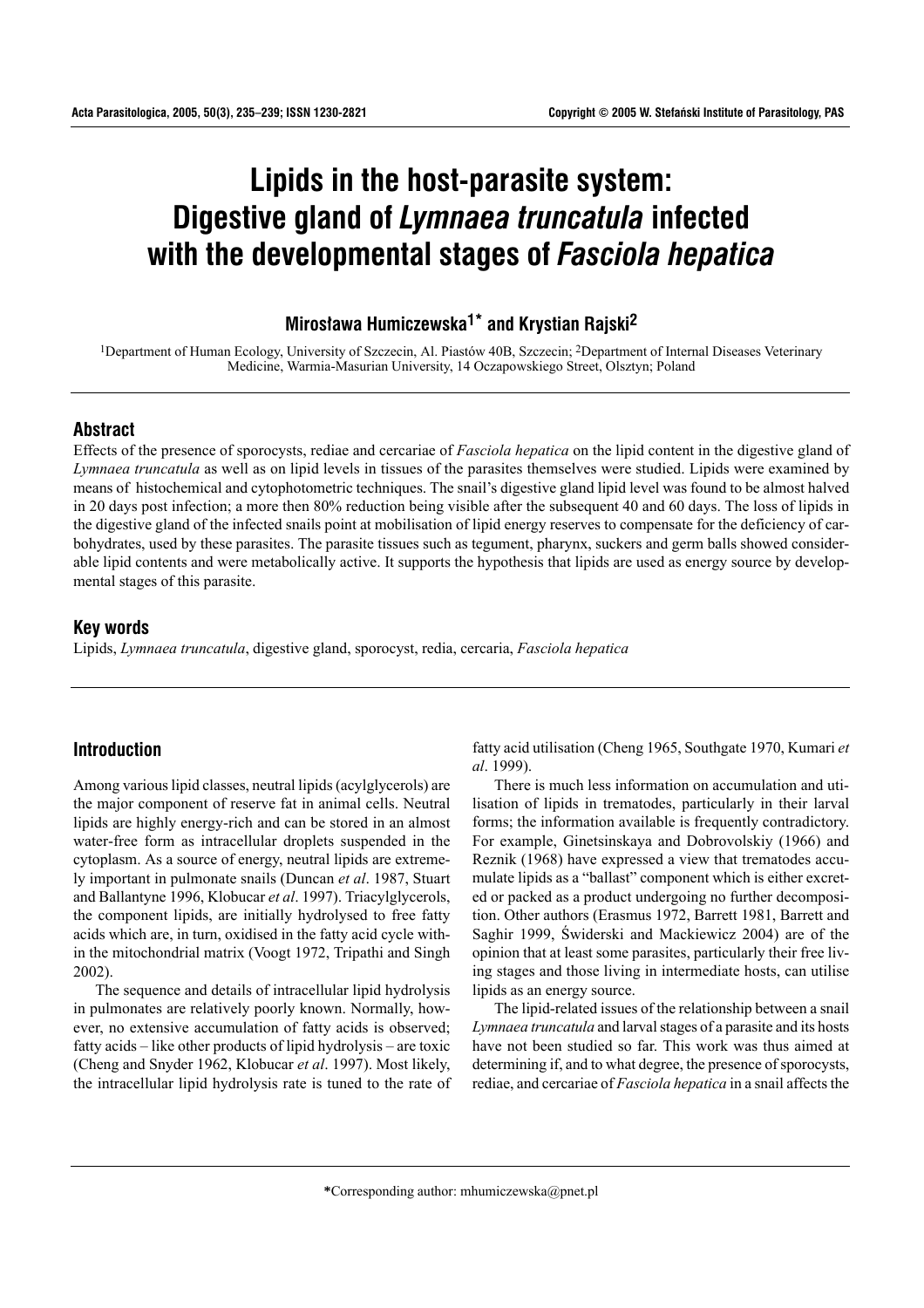# Lipids in the host-parasite system: Digestive gland of *Lymnaea truncatula* infected with the developmental stages of *Fasciola hepatica*

**Mirosława Humiczewska[1]* and Krystian Rajski[2]**

[1]Department of Human Ecology, University of Szczecin, Al. Piastów 40B, Szczecin; [2]Department of Internal Diseases Veterinary Medicine, Warmia-Masurian University, 14 Oczapowskiego Street, Olsztyn; Poland

## Abstract

Effects of the presence of sporocysts, rediae and cercariae of *Fasciola hepatica* on the lipid content in the digestive gland of *Lymnaea truncatula* as well as on lipid levels in tissues of the parasites themselves were studied. Lipids were examined by means of histochemical and cytophotometric techniques. The snail's digestive gland lipid level was found to be almost halved in 20 days post infection; a more then 80% reduction being visible after the subsequent 40 and 60 days. The loss of lipids in the digestive gland of the infected snails point at mobilisation of lipid energy reserves to compensate for the deficiency of carbohydrates, used by these parasites. The parasite tissues such as tegument, pharynx, suckers and germ balls showed considerable lipid contents and were metabolically active. It supports the hypothesis that lipids are used as energy source by developmental stages of this parasite.

## Key words

Lipids, *Lymnaea truncatula*, digestive gland, sporocyst, redia, cercaria, *Fasciola hepatica*

## Introduction

Among various lipid classes, neutral lipids (acylglycerols) are the major component of reserve fat in animal cells. Neutral lipids are highly energy-rich and can be stored in an almost water-free form as intracellular droplets suspended in the cytoplasm. As a source of energy, neutral lipids are extremely important in pulmonate snails (Duncan *et al*. 1987, Stuart and Ballantyne 1996, Klobucar *et al*. 1997). Triacylglycerols, the component lipids, are initially hydrolysed to free fatty acids which are, in turn, oxidised in the fatty acid cycle within the mitochondrial matrix (Voogt 1972, Tripathi and Singh 2002).

The sequence and details of intracellular lipid hydrolysis in pulmonates are relatively poorly known. Normally, however, no extensive accumulation of fatty acids is observed; fatty acids – like other products of lipid hydrolysis – are toxic (Cheng and Snyder 1962, Klobucar *et al*. 1997). Most likely, the intracellular lipid hydrolysis rate is tuned to the rate of fatty acid utilisation (Cheng 1965, Southgate 1970, Kumari *et al*. 1999).

There is much less information on accumulation and utilisation of lipids in trematodes, particularly in their larval forms; the information available is frequently contradictory. For example, Ginetsinskaya and Dobrovolskiy (1966) and Reznik (1968) have expressed a view that trematodes accumulate lipids as a "ballast" component which is either excreted or packed as a product undergoing no further decomposition. Other authors (Erasmus 1972, Barrett 1981, Barrett and Saghir 1999, Świderski and Mackiewicz 2004) are of the opinion that at least some parasites, particularly their free living stages and those living in intermediate hosts, can utilise lipids as an energy source.

The lipid-related issues of the relationship between a snail *Lymnaea truncatula* and larval stages of a parasite and its hosts have not been studied so far. This work was thus aimed at determining if, and to what degree, the presence of sporocysts, rediae, and cercariae of *Fasciola hepatica* in a snail affects the

*Corresponding author: mhumiczewska@pnet.pl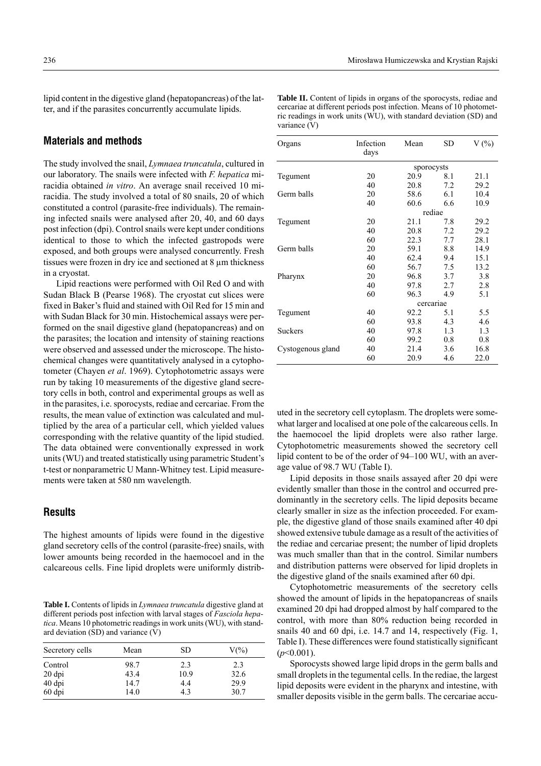lipid content in the digestive gland (hepatopancreas) of the latter, and if the parasites concurrently accumulate lipids.

## Materials and methods

The study involved the snail, *Lymnaea truncatula*, cultured in our laboratory. The snails were infected with *F. hepatica* miracidia obtained *in vitro*. An average snail received 10 miracidia. The study involved a total of 80 snails, 20 of which constituted a control (parasite-free individuals). The remaining infected snails were analysed after 20, 40, and 60 days post infection (dpi). Control snails were kept under conditions identical to those to which the infected gastropods were exposed, and both groups were analysed concurrently. Fresh tissues were frozen in dry ice and sectioned at 8 µm thickness in a cryostat.

Lipid reactions were performed with Oil Red O and with Sudan Black B (Pearse 1968). The cryostat cut slices were fixed in Baker's fluid and stained with Oil Red for 15 min and with Sudan Black for 30 min. Histochemical assays were performed on the snail digestive gland (hepatopancreas) and on the parasites; the location and intensity of staining reactions were observed and assessed under the microscope. The histochemical changes were quantitatively analysed in a cytophotometer (Chayen *et al*. 1969). Cytophotometric assays were run by taking 10 measurements of the digestive gland secretory cells in both, control and experimental groups as well as in the parasites, i.e. sporocysts, rediae and cercariae. From the results, the mean value of extinction was calculated and multiplied by the area of a particular cell, which yielded values corresponding with the relative quantity of the lipid studied. The data obtained were conventionally expressed in work units (WU) and treated statistically using parametric Student's t-test or nonparametric U Mann-Whitney test. Lipid measurements were taken at 580 nm wavelength.

## Results

The highest amounts of lipids were found in the digestive gland secretory cells of the control (parasite-free) snails, with lower amounts being recorded in the haemocoel and in the calcareous cells. Fine lipid droplets were uniformly distributed in the secretory cell cytoplasm. The droplets were somewhat larger and localised at one pole of the calcareous cells. In the haemocoel the lipid droplets were also rather large. Cytophotometric measurements showed the secretory cell lipid content to be of the order of 94–100 WU, with an average value of 98.7 WU (Table I).

**Table I.** Contents of lipids in *Lymnaea truncatula* digestive gland at different periods post infection with larval stages of *Fasciola hepatica*. Means 10 photometric readings in work units (WU), with standard deviation (SD) and variance (V)

| Secretory cells | Mean | SD | V(%) |
|---|---|---|---|
| Control | 98.7 | 2.3 | 2.3 |
| 20 dpi | 43.4 | 10.9 | 32.6 |
| 40 dpi | 14.7 | 4.4 | 29.9 |
| 60 dpi | 14.0 | 4.3 | 30.7 |

Lipid deposits in those snails assayed after 20 dpi were evidently smaller than those in the control and occurred predominantly in the secretory cells. The lipid deposits became clearly smaller in size as the infection proceeded. For example, the digestive gland of those snails examined after 40 dpi showed extensive tubule damage as a result of the activities of the rediae and cercariae present; the number of lipid droplets was much smaller than that in the control. Similar numbers and distribution patterns were observed for lipid droplets in the digestive gland of the snails examined after 60 dpi.

Cytophotometric measurements of the secretory cells showed the amount of lipids in the hepatopancreas of snails examined 20 dpi had dropped almost by half compared to the control, with more than 80% reduction being recorded in snails 40 and 60 dpi, i.e. 14.7 and 14, respectively (Fig. 1, Table I). These differences were found statistically significant ($p$<0.001).

**Table II.** Content of lipids in organs of the sporocysts, rediae and cercariae at different periods post infection. Means of 10 photometric readings in work units (WU), with standard deviation (SD) and variance (V)

| Organs | Infection days | Mean | SD | V (%) |
|---|---|---|---|---|
| | | sporocysts | | |
| Tegument | 20 | 20.9 | 8.1 | 21.1 |
| | 40 | 20.8 | 7.2 | 29.2 |
| Germ balls | 20 | 58.6 | 6.1 | 10.4 |
| | 40 | 60.6 | 6.6 | 10.9 |
| | | rediae | | |
| Tegument | 20 | 21.1 | 7.8 | 29.2 |
| | 40 | 20.8 | 7.2 | 29.2 |
| | 60 | 22.3 | 7.7 | 28.1 |
| Germ balls | 20 | 59.1 | 8.8 | 14.9 |
| | 40 | 62.4 | 9.4 | 15.1 |
| | 60 | 56.7 | 7.5 | 13.2 |
| Pharynx | 20 | 96.8 | 3.7 | 3.8 |
| | 40 | 97.8 | 2.7 | 2.8 |
| | 60 | 96.3 | 4.9 | 5.1 |
| | | cercariae | | |
| Tegument | 40 | 92.2 | 5.1 | 5.5 |
| | 60 | 93.8 | 4.3 | 4.6 |
| Suckers | 40 | 97.8 | 1.3 | 1.3 |
| | 60 | 99.2 | 0.8 | 0.8 |
| Cystogenous gland | 40 | 21.4 | 3.6 | 16.8 |
| | 60 | 20.9 | 4.6 | 22.0 |

Sporocysts showed large lipid drops in the germ balls and small droplets in the tegumental cells. In the rediae, the largest lipid deposits were evident in the pharynx and intestine, with smaller deposits visible in the germ balls. The cercariae accu-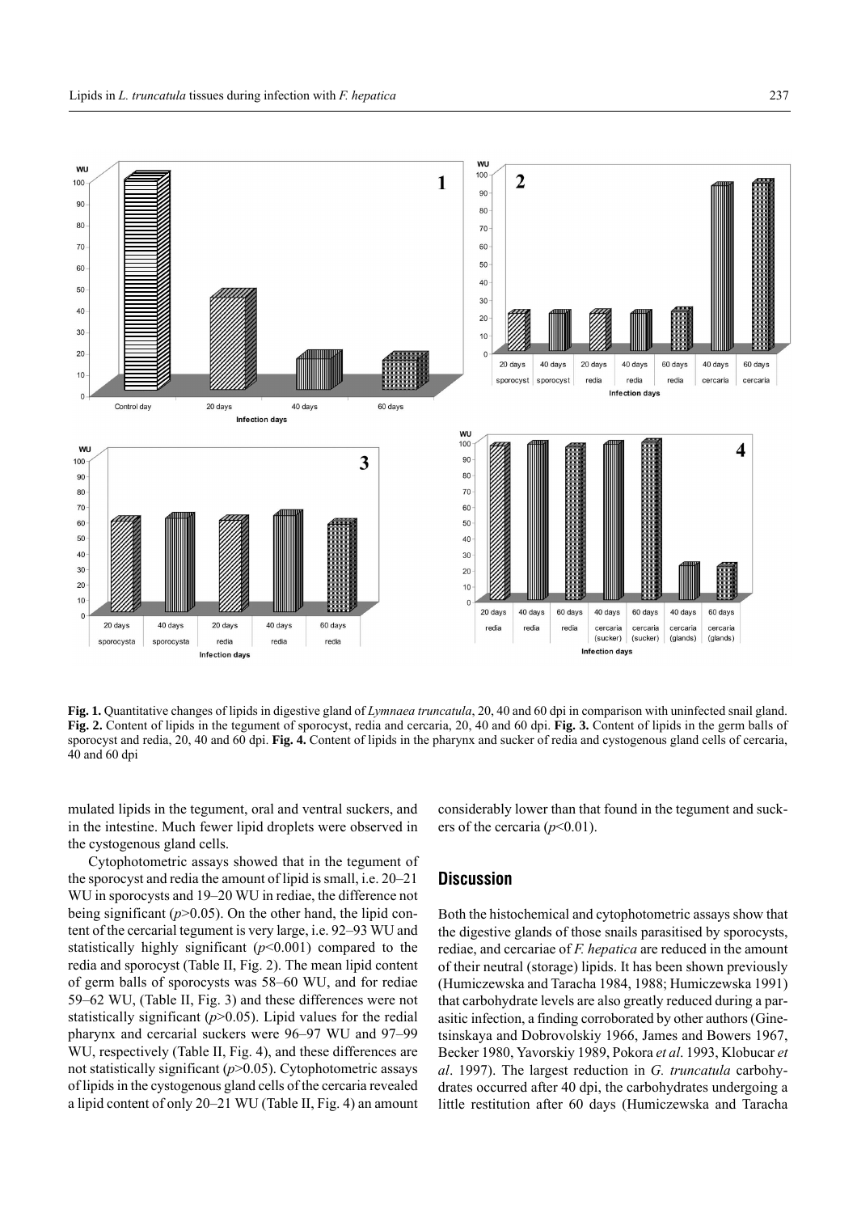**Fig. 1.** Quantitative changes of lipids in digestive gland of *Lymnaea truncatula*, 20, 40 and 60 dpi in comparison with uninfected snail gland. **Fig. 2.** Content of lipids in the tegument of sporocyst, redia and cercaria, 20, 40 and 60 dpi. **Fig. 3.** Content of lipids in the germ balls of sporocyst and redia, 20, 40 and 60 dpi. **Fig. 4.** Content of lipids in the pharynx and sucker of redia and cystogenous gland cells of cercaria, 40 and 60 dpi

mulated lipids in the tegument, oral and ventral suckers, and in the intestine. Much fewer lipid droplets were observed in the cystogenous gland cells.

Cytophotometric assays showed that in the tegument of the sporocyst and redia the amount of lipid is small, i.e. 20–21 WU in sporocysts and 19–20 WU in rediae, the difference not being significant ($p$>0.05). On the other hand, the lipid content of the cercarial tegument is very large, i.e. 92–93 WU and statistically highly significant ($p$<0.001) compared to the redia and sporocyst (Table II, Fig. 2). The mean lipid content of germ balls of sporocysts was 58–60 WU, and for rediae 59–62 WU, (Table II, Fig. 3) and these differences were not statistically significant ($p$>0.05). Lipid values for the redial pharynx and cercarial suckers were 96–97 WU and 97–99 WU, respectively (Table II, Fig. 4), and these differences are not statistically significant ($p$>0.05). Cytophotometric assays of lipids in the cystogenous gland cells of the cercaria revealed a lipid content of only 20–21 WU (Table II, Fig. 4) an amount considerably lower than that found in the tegument and suckers of the cercaria ($p$<0.01).

## Discussion

Both the histochemical and cytophotometric assays show that the digestive glands of those snails parasitised by sporocysts, rediae, and cercariae of *F. hepatica* are reduced in the amount of their neutral (storage) lipids. It has been shown previously (Humiczewska and Taracha 1984, 1988; Humiczewska 1991) that carbohydrate levels are also greatly reduced during a parasitic infection, a finding corroborated by other authors (Ginetsinskaya and Dobrovolskiy 1966, James and Bowers 1967, Becker 1980, Yavorskiy 1989, Pokora *et al*. 1993, Klobucar *et al*. 1997). The largest reduction in *G. truncatula* carbohydrates occurred after 40 dpi, the carbohydrates undergoing a little restitution after 60 days (Humiczewska and Taracha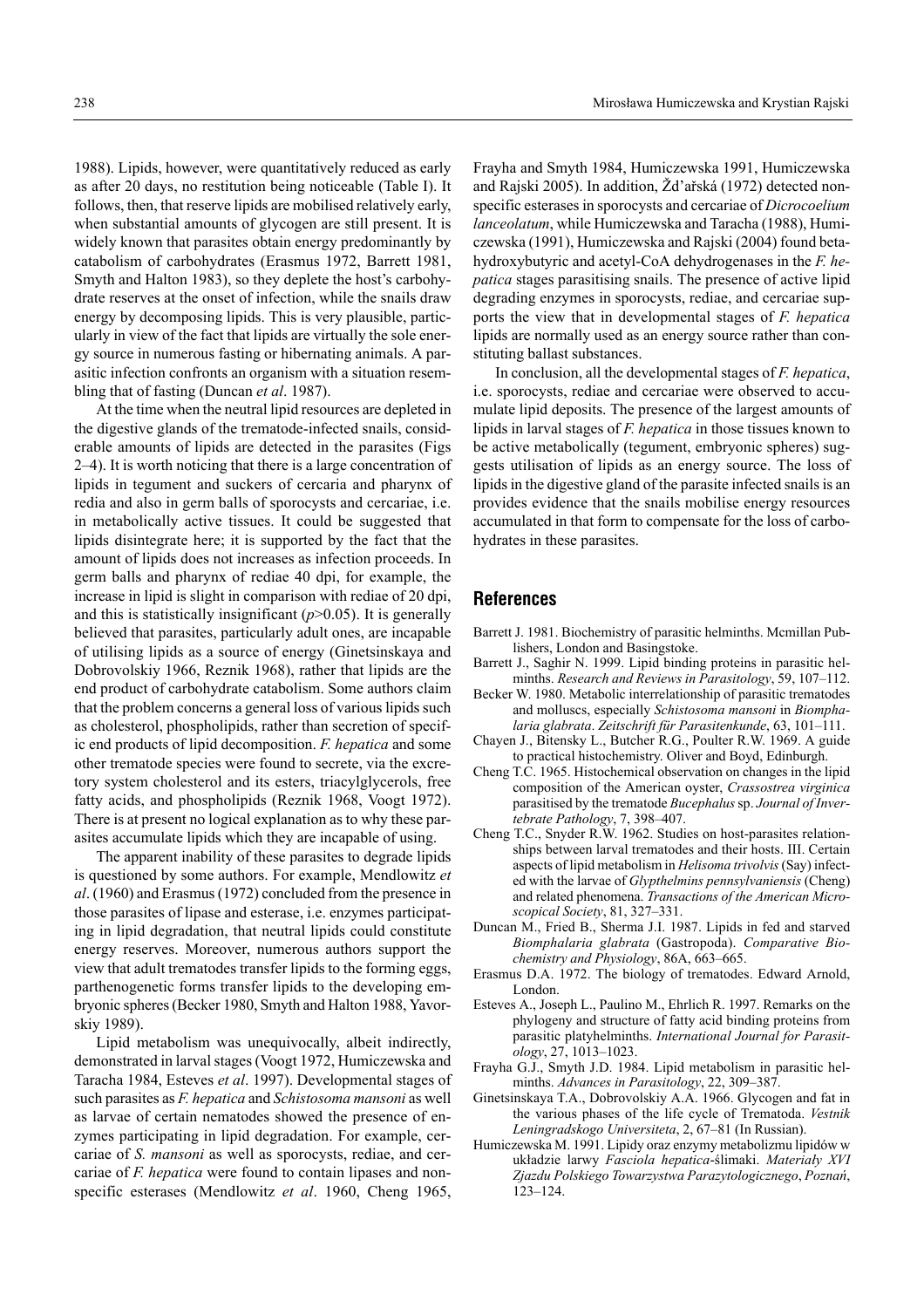1988). Lipids, however, were quantitatively reduced as early as after 20 days, no restitution being noticeable (Table I). It follows, then, that reserve lipids are mobilised relatively early, when substantial amounts of glycogen are still present. It is widely known that parasites obtain energy predominantly by catabolism of carbohydrates (Erasmus 1972, Barrett 1981, Smyth and Halton 1983), so they deplete the host's carbohydrate reserves at the onset of infection, while the snails draw energy by decomposing lipids. This is very plausible, particularly in view of the fact that lipids are virtually the sole energy source in numerous fasting or hibernating animals. A parasitic infection confronts an organism with a situation resembling that of fasting (Duncan *et al*. 1987).

At the time when the neutral lipid resources are depleted in the digestive glands of the trematode-infected snails, considerable amounts of lipids are detected in the parasites (Figs 2–4). It is worth noticing that there is a large concentration of lipids in tegument and suckers of cercaria and pharynx of redia and also in germ balls of sporocysts and cercariae, i.e. in metabolically active tissues. It could be suggested that lipids disintegrate here; it is supported by the fact that the amount of lipids does not increases as infection proceeds. In germ balls and pharynx of rediae 40 dpi, for example, the increase in lipid is slight in comparison with rediae of 20 dpi, and this is statistically insignificant ($p$>0.05). It is generally believed that parasites, particularly adult ones, are incapable of utilising lipids as a source of energy (Ginetsinskaya and Dobrovolskiy 1966, Reznik 1968), rather that lipids are the end product of carbohydrate catabolism. Some authors claim that the problem concerns a general loss of various lipids such as cholesterol, phospholipids, rather than secretion of specific end products of lipid decomposition. *F. hepatica* and some other trematode species were found to secrete, via the excretory system cholesterol and its esters, triacylglycerols, free fatty acids, and phospholipids (Reznik 1968, Voogt 1972). There is at present no logical explanation as to why these parasites accumulate lipids which they are incapable of using.

The apparent inability of these parasites to degrade lipids is questioned by some authors. For example, Mendlowitz *et al*. (1960) and Erasmus (1972) concluded from the presence in those parasites of lipase and esterase, i.e. enzymes participating in lipid degradation, that neutral lipids could constitute energy reserves. Moreover, numerous authors support the view that adult trematodes transfer lipids to the forming eggs, parthenogenetic forms transfer lipids to the developing embryonic spheres (Becker 1980, Smyth and Halton 1988, Yavorskiy 1989).

Lipid metabolism was unequivocally, albeit indirectly, demonstrated in larval stages (Voogt 1972, Humiczewska and Taracha 1984, Esteves *et al*. 1997). Developmental stages of such parasites as *F. hepatica* and *Schistosoma mansoni* as well as larvae of certain nematodes showed the presence of enzymes participating in lipid degradation. For example, cercariae of *S. mansoni* as well as sporocysts, rediae, and cercariae of *F. hepatica* were found to contain lipases and non-specific esterases (Mendlowitz *et al*. 1960, Cheng 1965, Frayha and Smyth 1984, Humiczewska 1991, Humiczewska and Rajski 2005). In addition, Žd'ařská (1972) detected non-specific esterases in sporocysts and cercariae of *Dicrocoelium lanceolatum*, while Humiczewska and Taracha (1988), Humiczewska (1991), Humiczewska and Rajski (2004) found beta-hydroxybutyric and acetyl-CoA dehydrogenases in the *F. hepatica* stages parasitising snails. The presence of active lipid degrading enzymes in sporocysts, rediae, and cercariae supports the view that in developmental stages of *F. hepatica* lipids are normally used as an energy source rather than constituting ballast substances.

In conclusion, all the developmental stages of *F. hepatica*, i.e. sporocysts, rediae and cercariae were observed to accumulate lipid deposits. The presence of the largest amounts of lipids in larval stages of *F. hepatica* in those tissues known to be active metabolically (tegument, embryonic spheres) suggests utilisation of lipids as an energy source. The loss of lipids in the digestive gland of the parasite infected snails is an provides evidence that the snails mobilise energy resources accumulated in that form to compensate for the loss of carbohydrates in these parasites.

## References

- Barrett J. 1981. Biochemistry of parasitic helminths. Mcmillan Publishers, London and Basingstoke.
- Barrett J., Saghir N. 1999. Lipid binding proteins in parasitic helminths. *Research and Reviews in Parasitology*, 59, 107–112.
- Becker W. 1980. Metabolic interrelationship of parasitic trematodes and molluscs, especially *Schistosoma mansoni* in *Biomphalaria glabrata*. *Zeitschrift für Parasitenkunde*, 63, 101–111.
- Chayen J., Bitensky L., Butcher R.G., Poulter R.W. 1969. A guide to practical histochemistry. Oliver and Boyd, Edinburgh.
- Cheng T.C. 1965. Histochemical observation on changes in the lipid composition of the American oyster, *Crassostrea virginica* parasitised by the trematode *Bucephalus* sp. *Journal of Invertebrate Pathology*, 7, 398–407.
- Cheng T.C., Snyder R.W. 1962. Studies on host-parasites relationships between larval trematodes and their hosts. III. Certain aspects of lipid metabolism in *Helisoma trivolvis* (Say) infected with the larvae of *Glypthelmins pennsylvaniensis* (Cheng) and related phenomena. *Transactions of the American Microscopical Society*, 81, 327–331.
- Duncan M., Fried B., Sherma J.I. 1987. Lipids in fed and starved *Biomphalaria glabrata* (Gastropoda). *Comparative Biochemistry and Physiology*, 86A, 663–665.
- Erasmus D.A. 1972. The biology of trematodes. Edward Arnold, London.
- Esteves A., Joseph L., Paulino M., Ehrlich R. 1997. Remarks on the phylogeny and structure of fatty acid binding proteins from parasitic platyhelminths. *International Journal for Parasitology*, 27, 1013–1023.
- Frayha G.J., Smyth J.D. 1984. Lipid metabolism in parasitic helminths. *Advances in Parasitology*, 22, 309–387.
- Ginetsinskaya T.A., Dobrovolskiy A.A. 1966. Glycogen and fat in the various phases of the life cycle of Trematoda. *Vestnik Leningradskogo Universiteta*, 2, 67–81 (In Russian).
- Humiczewska M. 1991. Lipidy oraz enzymy metabolizmu lipidów w układzie larwy *Fasciola hepatica*-ślimaki. *Materiały XVI Zjazdu Polskiego Towarzystwa Parazytologicznego*, *Poznań*, 123–124.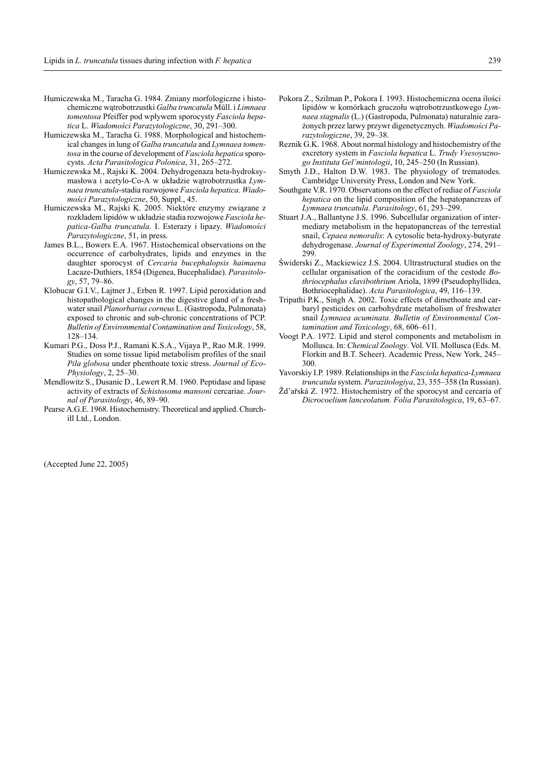Humiczewska M., Taracha G. 1984. Zmiany morfologiczne i histochemiczne wątrobotrzustki *Galba truncatula* Müll. i *Limnaea tomentosa* Pfeiffer pod wpływem sporocysty *Fasciola hepatica* L. *Wiadomości Parazytologiczne*, 30, 291–300.

Humiczewska M., Taracha G. 1988. Morphological and histochemical changes in lung of *Galba truncatula* and *Lymnaea tomentosa* in the course of development of *Fasciola hepatica* sporocysts. *Acta Parasitologica Polonica*, 31, 265–272.

Humiczewska M., Rajski K. 2004. Dehydrogenaza beta-hydroksymasłowa i acetylo-Co-A w układzie wątrobotrzustka *Lymnaea truncatula*-stadia rozwojowe *Fasciola hepatica*. *Wiadomości Parazytologiczne*, 50, Suppl., 45.

Humiczewska M., Rajski K. 2005. Niektóre enzymy związane z rozkładem lipidów w układzie stadia rozwojowe *Fasciola hepatica-Galba truncatula*. I. Esterazy i lipazy. *Wiadomości Parazytologiczne*, 51, in press.

James B.L., Bowers E.A. 1967. Histochemical observations on the occurrence of carbohydrates, lipids and enzymes in the daughter sporocyst of *Cercaria bucephalopsis haimaena* Lacaze-Duthiers, 1854 (Digenea, Bucephalidae). *Parasitology*, 57, 79–86.

Klobucar G.I.V., Lajtner J., Erben R. 1997. Lipid peroxidation and histopathological changes in the digestive gland of a freshwater snail *Planorbarius corneus* L. (Gastropoda, Pulmonata) exposed to chronic and sub-chronic concentrations of PCP. *Bulletin of Environmental Contamination and Toxicology*, 58, 128–134.

Kumari P.G., Doss P.J., Ramani K.S.A., Vijaya P., Rao M.R. 1999. Studies on some tissue lipid metabolism profiles of the snail *Pila globosa* under phenthoate toxic stress. *Journal of Eco-Physiology*, 2, 25–30.

Mendlowitz S., Dusanic D., Lewert R.M. 1960. Peptidase and lipase activity of extracts of *Schistosoma mansoni* cercariae. *Journal of Parasitology*, 46, 89–90.

Pearse A.G.E. 1968. Histochemistry. Theoretical and applied. Churchill Ltd., London.

Pokora Z., Szilman P., Pokora I. 1993. Histochemiczna ocena ilości lipidów w komórkach gruczołu wątrobotrzustkowego *Lymnaea stagnalis* (L.) (Gastropoda, Pulmonata) naturalnie zarażonych przez larwy przywr digenetycznych. *Wiadomości Parazytologiczne*, 39, 29–38.

Reznik G.K. 1968. About normal histology and histochemistry of the excretory system in *Fasciola hepatica* L. *Trudy Vsesoyuznogo Instituta Gel'mintologii*, 10, 245–250 (In Russian).

Smyth J.D., Halton D.W. 1983. The physiology of trematodes. Cambridge University Press, London and New York.

Southgate V.R. 1970. Observations on the effect of rediae of *Fasciola hepatica* on the lipid composition of the hepatopancreas of *Lymnaea truncatula*. *Parasitology*, 61, 293–299.

Stuart J.A., Ballantyne J.S. 1996. Subcellular organization of intermediary metabolism in the hepatopancreas of the terrestial snail, *Cepaea nemoralis*: A cytosolic beta-hydroxy-butyrate dehydrogenase. *Journal of Experimental Zoology*, 274, 291–299.

Świderski Z., Mackiewicz J.S. 2004. Ultrastructural studies on the cellular organisation of the coracidium of the cestode *Bothriocephalus clavibothrium* Ariola, 1899 (Pseudophyllidea, Bothriocephalidae). *Acta Parasitologica*, 49, 116–139.

Tripathi P.K., Singh A. 2002. Toxic effects of dimethoate and carbaryl pesticides on carbohydrate metabolism of freshwater snail *Lymnaea acuminata*. *Bulletin of Environmental Contamination and Toxicology*, 68, 606–611.

Voogt P.A. 1972. Lipid and sterol components and metabolism in Mollusca. In: *Chemical Zoology*. Vol. VII. Mollusca (Eds. M. Florkin and B.T. Scheer). Academic Press, New York, 245–300.

Yavorskiy I.P. 1989. Relationships in the *Fasciola hepatica-Lymnaea truncatula* system. *Parazitologiya*, 23, 355–358 (In Russian).

Žďařská Z. 1972. Histochemistry of the sporocyst and cercaria of *Dicrocoelium lanceolatum. Folia Parasitologica*, 19, 63–67.

(Accepted June 22, 2005)